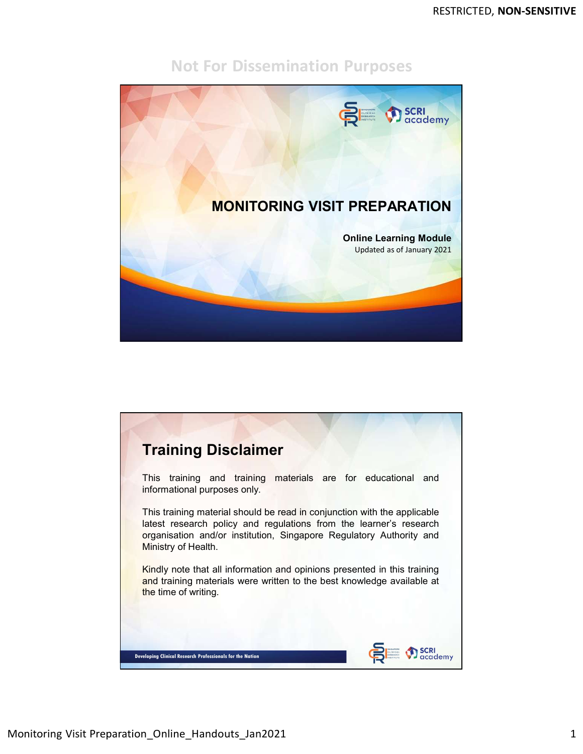RESTRICTED, **NON-SENSITIVE**

Not For Dissemination Purposes

# MONITORING VISIT PREPARATION

**Online Learning Module**

Updated as of January 2021

## Training Disclaimer

This training and training materials are for educational and informational purposes only.

This training material should be read in conjunction with the applicable latest research policy and regulations from the learner's research organisation and/or institution, Singapore Regulatory Authority and Ministry of Health.

Kindly note that all information and opinions presented in this training and training materials were written to the best knowledge available at the time of writing.

Developing Clinical Research Professionals for the Nation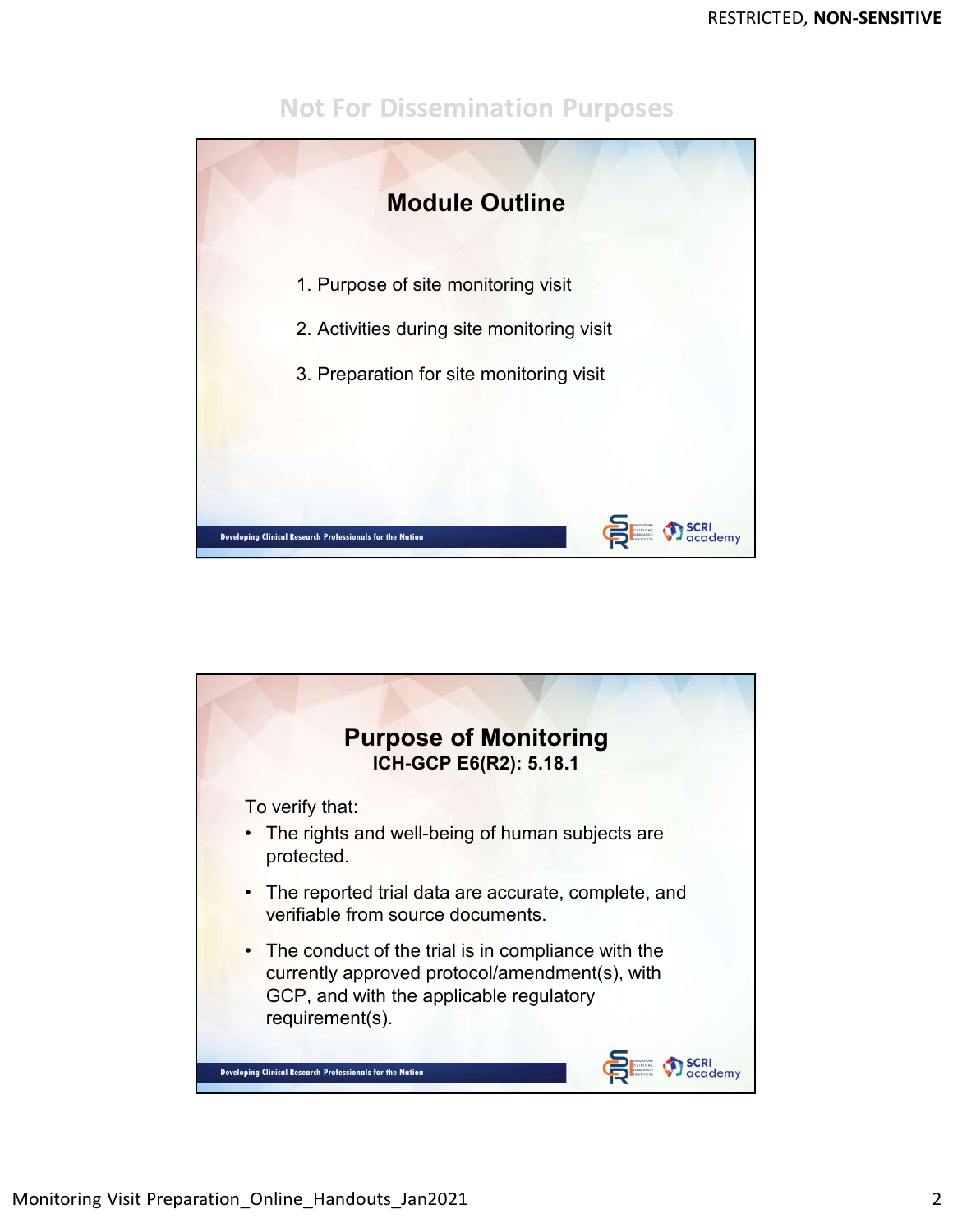Not For Dissemination Purposes

## Module Outline

1. Purpose of site monitoring visit
2. Activities during site monitoring visit
3. Preparation for site monitoring visit

Developing Clinical Research Professionals for the Nation

## Purpose of Monitoring

**ICH-GCP E6(R2): 5.18.1**

To verify that:

- The rights and well-being of human subjects are protected.
- The reported trial data are accurate, complete, and verifiable from source documents.
- The conduct of the trial is in compliance with the currently approved protocol/amendment(s), with GCP, and with the applicable regulatory requirement(s).

Developing Clinical Research Professionals for the Nation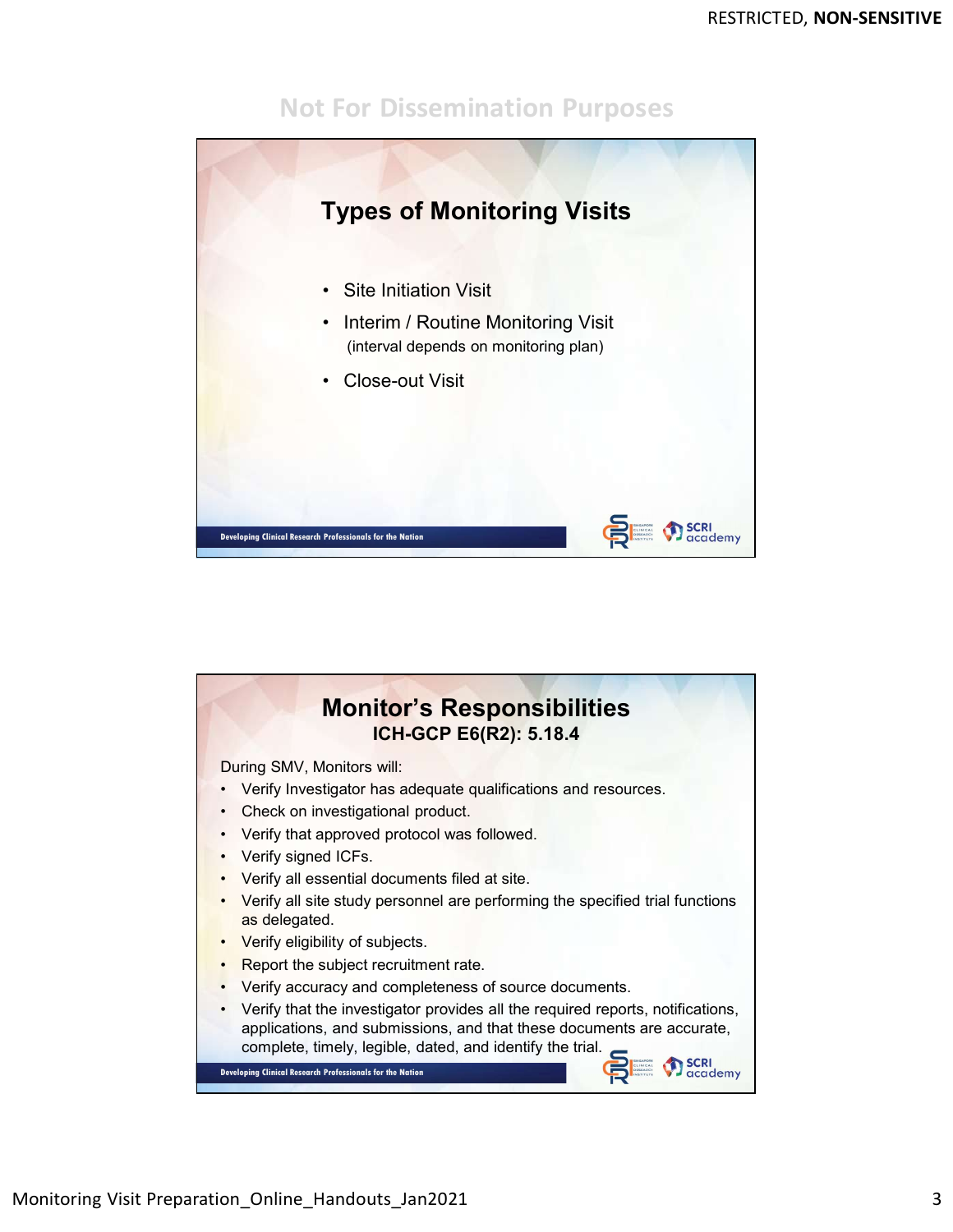Not For Dissemination Purposes

## Types of Monitoring Visits

- Site Initiation Visit
- Interim / Routine Monitoring Visit
  (interval depends on monitoring plan)
- Close-out Visit

Developing Clinical Research Professionals for the Nation

## Monitor's Responsibilities
### ICH-GCP E6(R2): 5.18.4

During SMV, Monitors will:

- Verify Investigator has adequate qualifications and resources.
- Check on investigational product.
- Verify that approved protocol was followed.
- Verify signed ICFs.
- Verify all essential documents filed at site.
- Verify all site study personnel are performing the specified trial functions as delegated.
- Verify eligibility of subjects.
- Report the subject recruitment rate.
- Verify accuracy and completeness of source documents.
- Verify that the investigator provides all the required reports, notifications, applications, and submissions, and that these documents are accurate, complete, timely, legible, dated, and identify the trial.

Developing Clinical Research Professionals for the Nation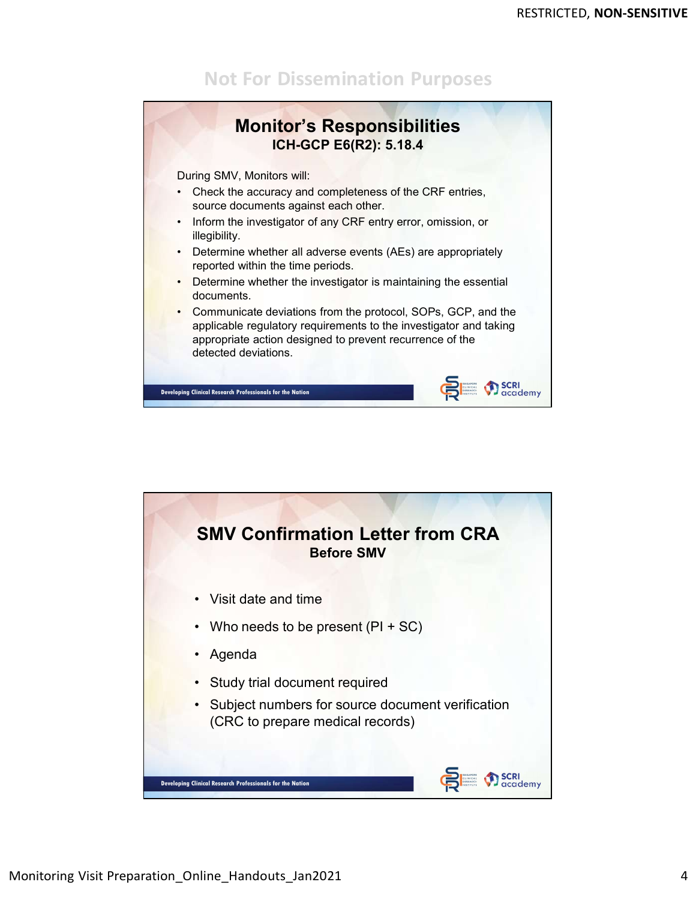Not For Dissemination Purposes

## Monitor's Responsibilities

### ICH-GCP E6(R2): 5.18.4

During SMV, Monitors will:

- Check the accuracy and completeness of the CRF entries, source documents against each other.
- Inform the investigator of any CRF entry error, omission, or illegibility.
- Determine whether all adverse events (AEs) are appropriately reported within the time periods.
- Determine whether the investigator is maintaining the essential documents.
- Communicate deviations from the protocol, SOPs, GCP, and the applicable regulatory requirements to the investigator and taking appropriate action designed to prevent recurrence of the detected deviations.

Developing Clinical Research Professionals for the Nation

## SMV Confirmation Letter from CRA

### Before SMV

- Visit date and time
- Who needs to be present (PI + SC)
- Agenda
- Study trial document required
- Subject numbers for source document verification (CRC to prepare medical records)

Developing Clinical Research Professionals for the Nation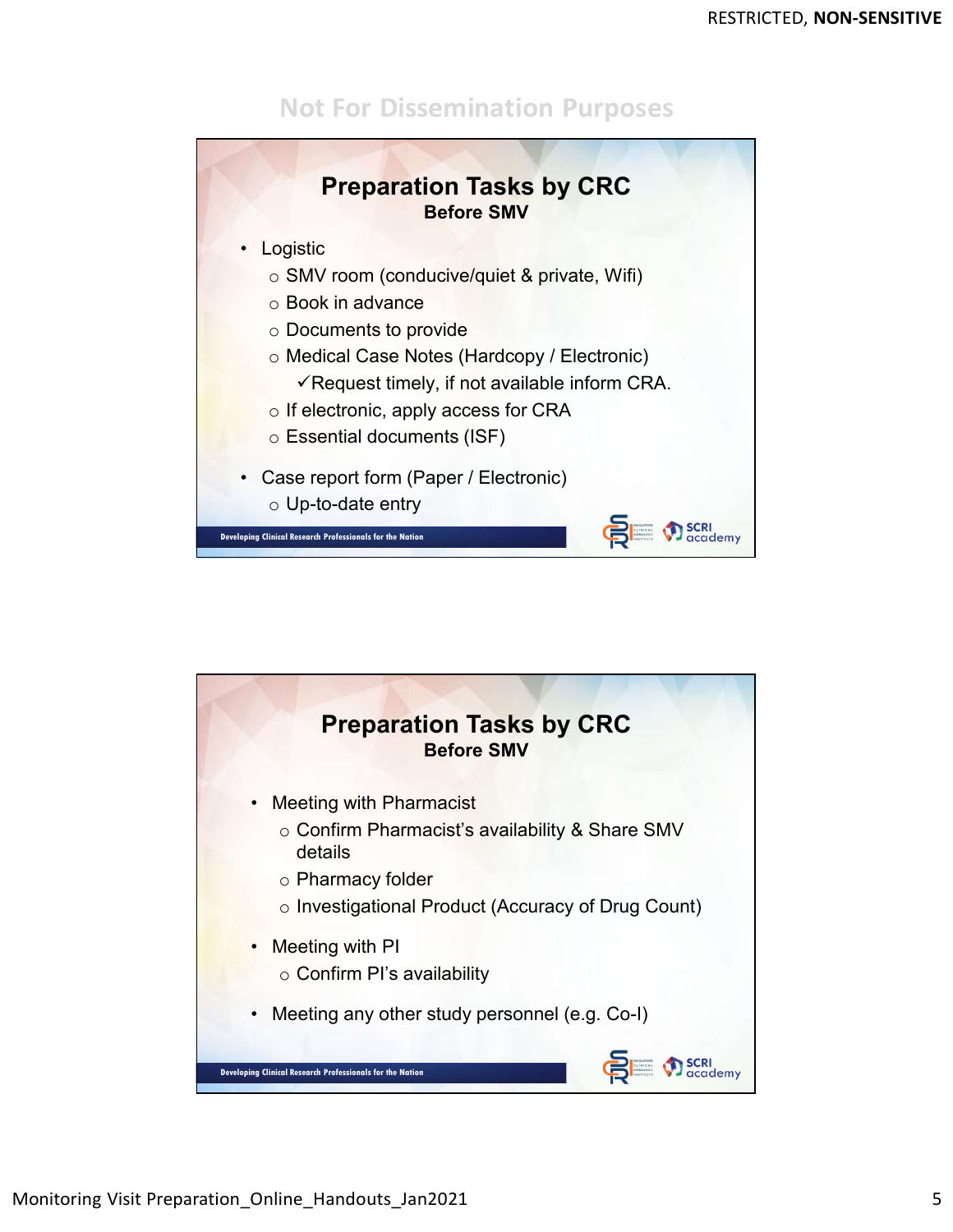Not For Dissemination Purposes

## Preparation Tasks by CRC

**Before SMV**

- Logistic
  - SMV room (conducive/quiet & private, Wifi)
  - Book in advance
  - Documents to provide
  - Medical Case Notes (Hardcopy / Electronic)
    - ✓Request timely, if not available inform CRA.
  - If electronic, apply access for CRA
  - Essential documents (ISF)
- Case report form (Paper / Electronic)
  - Up-to-date entry

Developing Clinical Research Professionals for the Nation

SCRI academy

## Preparation Tasks by CRC

**Before SMV**

- Meeting with Pharmacist
  - Confirm Pharmacist's availability & Share SMV details
  - Pharmacy folder
  - Investigational Product (Accuracy of Drug Count)
- Meeting with PI
  - Confirm PI's availability
- Meeting any other study personnel (e.g. Co-I)

Developing Clinical Research Professionals for the Nation

SCRI academy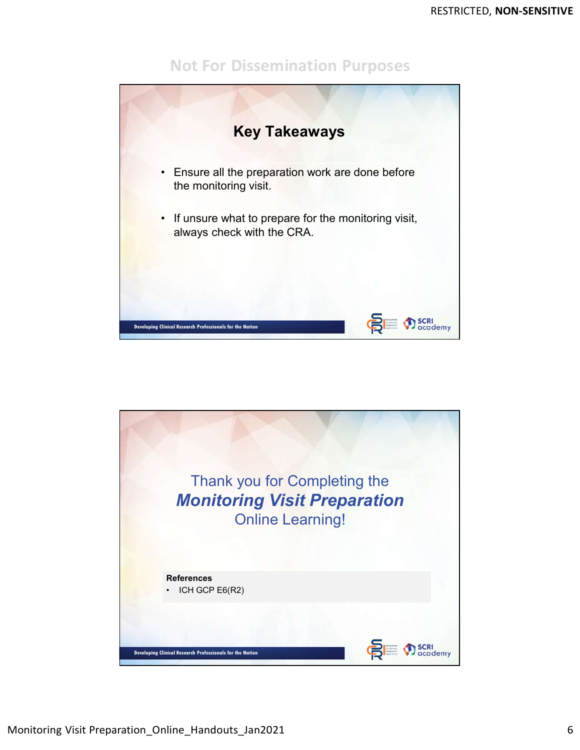Not For Dissemination Purposes

## Key Takeaways

- Ensure all the preparation work are done before the monitoring visit.
- If unsure what to prepare for the monitoring visit, always check with the CRA.

Developing Clinical Research Professionals for the Nation

Thank you for Completing the
***Monitoring Visit Preparation***
Online Learning!

**References**

- ICH GCP E6(R2)

Developing Clinical Research Professionals for the Nation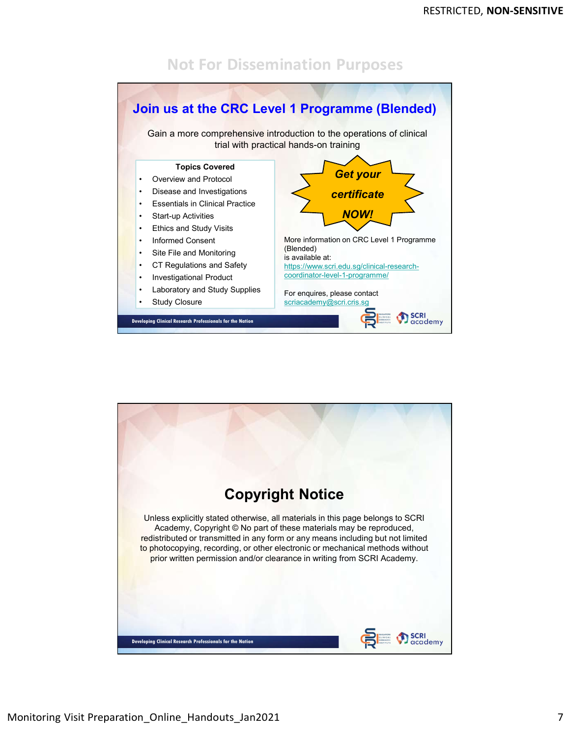Not For Dissemination Purposes

## Join us at the CRC Level 1 Programme (Blended)

Gain a more comprehensive introduction to the operations of clinical trial with practical hands-on training

**Topics Covered**

- Overview and Protocol
- Disease and Investigations
- Essentials in Clinical Practice
- Start-up Activities
- Ethics and Study Visits
- Informed Consent
- Site File and Monitoring
- CT Regulations and Safety
- Investigational Product
- Laboratory and Study Supplies
- Study Closure

***Get your certificate NOW!***

More information on CRC Level 1 Programme (Blended) is available at: https://www.scri.edu.sg/clinical-research-coordinator-level-1-programme/

For enquires, please contact scriacademy@scri.cris.sg

Developing Clinical Research Professionals for the Nation

## Copyright Notice

Unless explicitly stated otherwise, all materials in this page belongs to SCRI Academy, Copyright © No part of these materials may be reproduced, redistributed or transmitted in any form or any means including but not limited to photocopying, recording, or other electronic or mechanical methods without prior written permission and/or clearance in writing from SCRI Academy.

Developing Clinical Research Professionals for the Nation